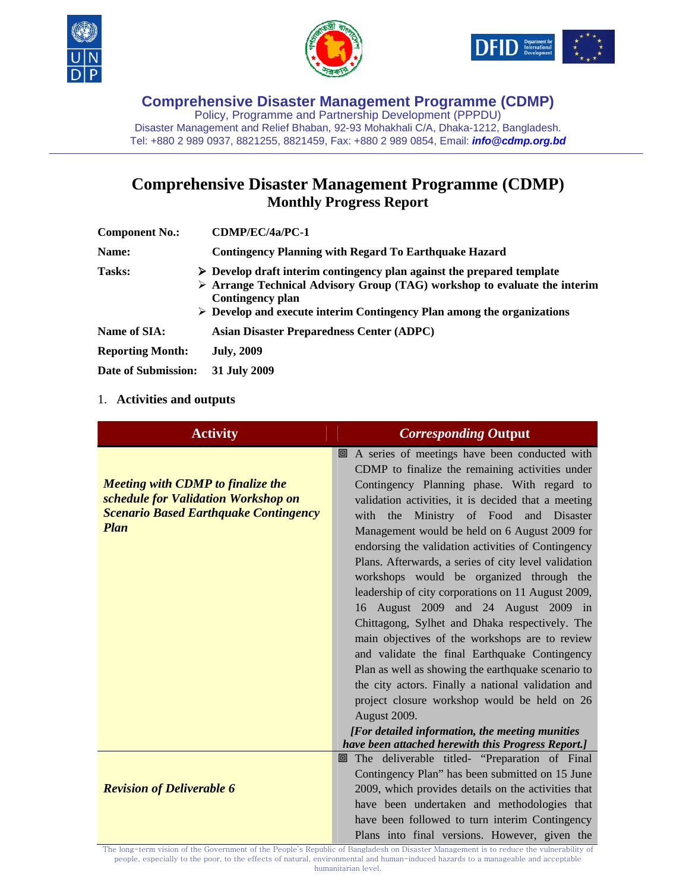**Comprehensive Disaster Management Programme (CDMP)**
Policy, Programme and Partnership Development (PPPDU)
Disaster Management and Relief Bhaban, 92-93 Mohakhali C/A, Dhaka-1212, Bangladesh.
Tel: +880 2 989 0937, 8821255, 8821459, Fax: +880 2 989 0854, Email: ***info@cdmp.org.bd***

# Comprehensive Disaster Management Programme (CDMP)
## Monthly Progress Report

| | |
|---|---|
| **Component No.:** | **CDMP/EC/4a/PC-1** |
| **Name:** | **Contingency Planning with Regard To Earthquake Hazard** |
| **Tasks:** | ➢ **Develop draft interim contingency plan against the prepared template**<br>➢ **Arrange Technical Advisory Group (TAG) workshop to evaluate the interim Contingency plan**<br>➢ **Develop and execute interim Contingency Plan among the organizations** |
| **Name of SIA:** | **Asian Disaster Preparedness Center (ADPC)** |
| **Reporting Month:** | **July, 2009** |
| **Date of Submission:** | **31 July 2009** |

1. **Activities and outputs**

| Activity | *Corresponding Output* |
|---|---|
| ***Meeting with CDMP to finalize the schedule for Validation Workshop on Scenario Based Earthquake Contingency Plan*** | A series of meetings have been conducted with CDMP to finalize the remaining activities under Contingency Planning phase. With regard to validation activities, it is decided that a meeting with the Ministry of Food and Disaster Management would be held on 6 August 2009 for endorsing the validation activities of Contingency Plans. Afterwards, a series of city level validation workshops would be organized through the leadership of city corporations on 11 August 2009, 16 August 2009 and 24 August 2009 in Chittagong, Sylhet and Dhaka respectively. The main objectives of the workshops are to review and validate the final Earthquake Contingency Plan as well as showing the earthquake scenario to the city actors. Finally a national validation and project closure workshop would be held on 26 August 2009.<br>***[For detailed information, the meeting munities have been attached herewith this Progress Report.]*** |
| ***Revision of Deliverable 6*** | The deliverable titled- "Preparation of Final Contingency Plan" has been submitted on 15 June 2009, which provides details on the activities that have been undertaken and methodologies that have been followed to turn interim Contingency Plans into final versions. However, given the |

The long-term vision of the Government of the People's Republic of Bangladesh on Disaster Management is to reduce the vulnerability of people, especially to the poor, to the effects of natural, environmental and human-induced hazards to a manageable and acceptable humanitarian level.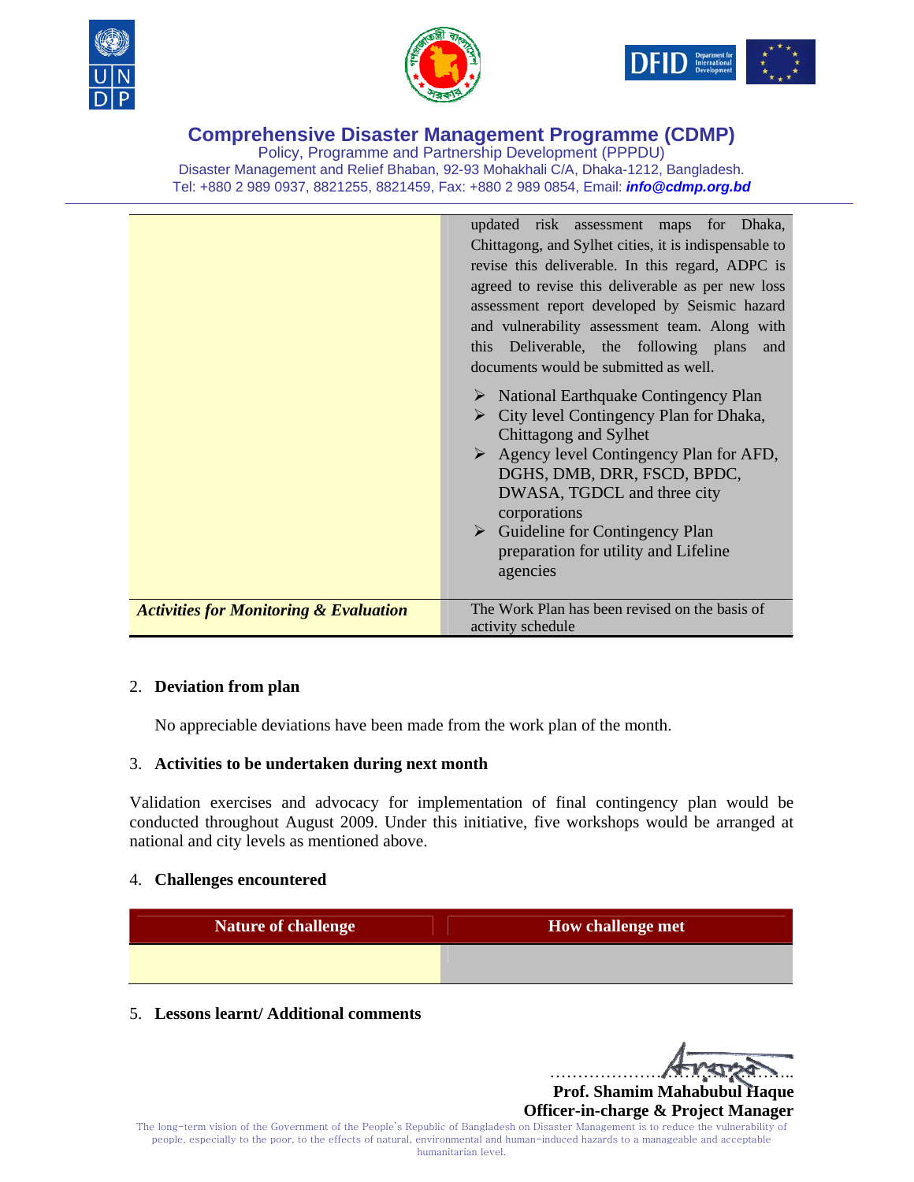# Comprehensive Disaster Management Programme (CDMP)

Policy, Programme and Partnership Development (PPPDU)
Disaster Management and Relief Bhaban, 92-93 Mohakhali C/A, Dhaka-1212, Bangladesh.
Tel: +880 2 989 0937, 8821255, 8821459, Fax: +880 2 989 0854, Email: ***info@cdmp.org.bd***

| | |
|---|---|
| | updated risk assessment maps for Dhaka, Chittagong, and Sylhet cities, it is indispensable to revise this deliverable. In this regard, ADPC is agreed to revise this deliverable as per new loss assessment report developed by Seismic hazard and vulnerability assessment team. Along with this Deliverable, the following plans and documents would be submitted as well.<br>➢ National Earthquake Contingency Plan<br>➢ City level Contingency Plan for Dhaka, Chittagong and Sylhet<br>➢ Agency level Contingency Plan for AFD, DGHS, DMB, DRR, FSCD, BPDC, DWASA, TGDCL and three city corporations<br>➢ Guideline for Contingency Plan preparation for utility and Lifeline agencies |
| ***Activities for Monitoring & Evaluation*** | The Work Plan has been revised on the basis of activity schedule |

2. **Deviation from plan**

   No appreciable deviations have been made from the work plan of the month.

3. **Activities to be undertaken during next month**

Validation exercises and advocacy for implementation of final contingency plan would be conducted throughout August 2009. Under this initiative, five workshops would be arranged at national and city levels as mentioned above.

4. **Challenges encountered**

| Nature of challenge | How challenge met |
|---|---|
| | |

5. **Lessons learnt/ Additional comments**

……………………………………

**Prof. Shamim Mahabubul Haque**
**Officer-in-charge & Project Manager**

The long-term vision of the Government of the People's Republic of Bangladesh on Disaster Management is to reduce the vulnerability of people, especially to the poor, to the effects of natural, environmental and human-induced hazards to a manageable and acceptable humanitarian level.